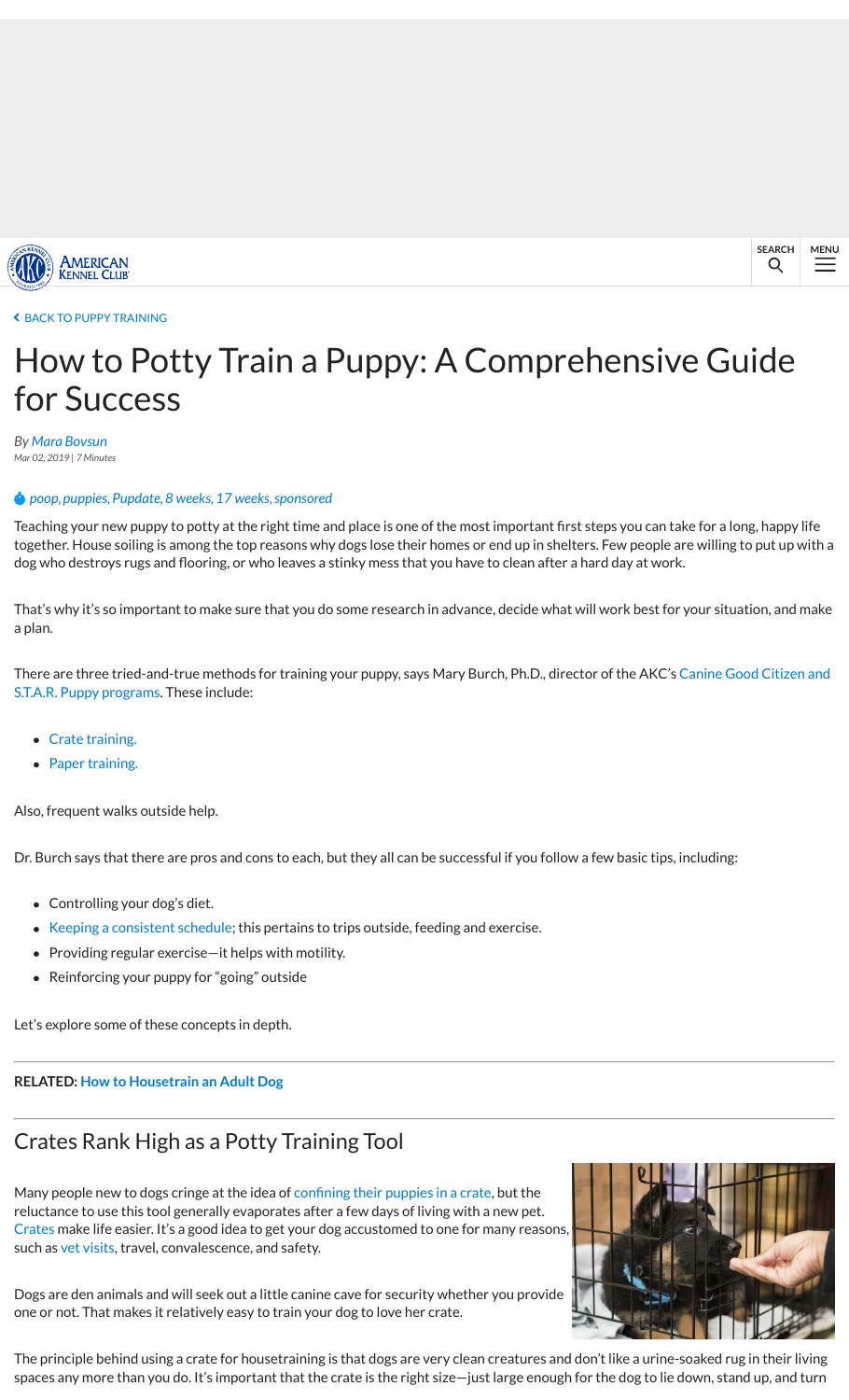‹ BACK TO PUPPY TRAINING

# How to Potty Train a Puppy: A Comprehensive Guide for Success

*By Mara Bovsun*
*Mar 02, 2019 | 7 Minutes*

*poop, puppies, Pupdate, 8 weeks, 17 weeks, sponsored*

Teaching your new puppy to potty at the right time and place is one of the most important first steps you can take for a long, happy life together. House soiling is among the top reasons why dogs lose their homes or end up in shelters. Few people are willing to put up with a dog who destroys rugs and flooring, or who leaves a stinky mess that you have to clean after a hard day at work.

That's why it's so important to make sure that you do some research in advance, decide what will work best for your situation, and make a plan.

There are three tried-and-true methods for training your puppy, says Mary Burch, Ph.D., director of the AKC's Canine Good Citizen and S.T.A.R. Puppy programs. These include:

- Crate training.
- Paper training.

Also, frequent walks outside help.

Dr. Burch says that there are pros and cons to each, but they all can be successful if you follow a few basic tips, including:

- Controlling your dog's diet.
- Keeping a consistent schedule; this pertains to trips outside, feeding and exercise.
- Providing regular exercise—it helps with motility.
- Reinforcing your puppy for "going" outside

Let's explore some of these concepts in depth.

**RELATED:** **How to Housetrain an Adult Dog**

## Crates Rank High as a Potty Training Tool

Many people new to dogs cringe at the idea of confining their puppies in a crate, but the reluctance to use this tool generally evaporates after a few days of living with a new pet. Crates make life easier. It's a good idea to get your dog accustomed to one for many reasons, such as vet visits, travel, convalescence, and safety.

Dogs are den animals and will seek out a little canine cave for security whether you provide one or not. That makes it relatively easy to train your dog to love her crate.

The principle behind using a crate for housetraining is that dogs are very clean creatures and don't like a urine-soaked rug in their living spaces any more than you do. It's important that the crate is the right size—just large enough for the dog to lie down, stand up, and turn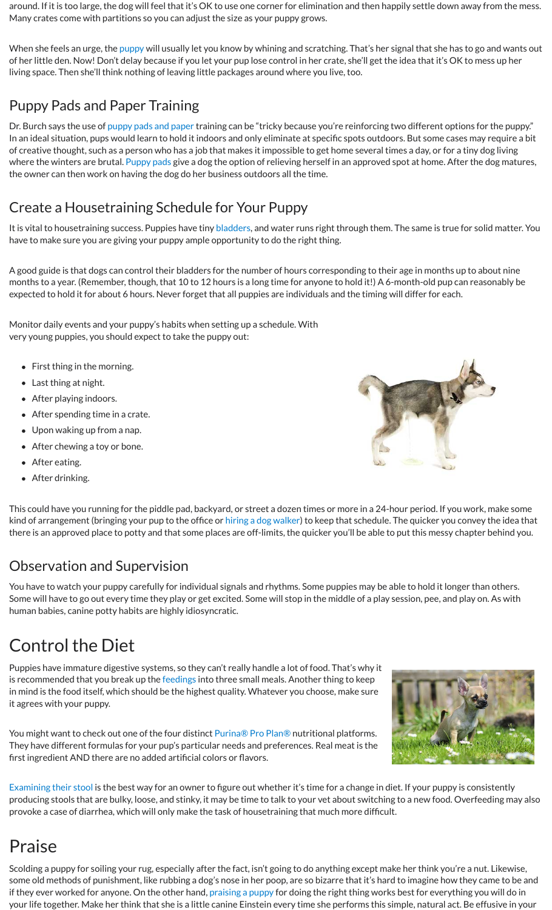around. If it is too large, the dog will feel that it's OK to use one corner for elimination and then happily settle down away from the mess. Many crates come with partitions so you can adjust the size as your puppy grows.

When she feels an urge, the puppy will usually let you know by whining and scratching. That's her signal that she has to go and wants out of her little den. Now! Don't delay because if you let your pup lose control in her crate, she'll get the idea that it's OK to mess up her living space. Then she'll think nothing of leaving little packages around where you live, too.

### Puppy Pads and Paper Training

Dr. Burch says the use of puppy pads and paper training can be "tricky because you're reinforcing two different options for the puppy." In an ideal situation, pups would learn to hold it indoors and only eliminate at specific spots outdoors. But some cases may require a bit of creative thought, such as a person who has a job that makes it impossible to get home several times a day, or for a tiny dog living where the winters are brutal. Puppy pads give a dog the option of relieving herself in an approved spot at home. After the dog matures, the owner can then work on having the dog do her business outdoors all the time.

### Create a Housetraining Schedule for Your Puppy

It is vital to housetraining success. Puppies have tiny bladders, and water runs right through them. The same is true for solid matter. You have to make sure you are giving your puppy ample opportunity to do the right thing.

A good guide is that dogs can control their bladders for the number of hours corresponding to their age in months up to about nine months to a year. (Remember, though, that 10 to 12 hours is a long time for anyone to hold it!) A 6-month-old pup can reasonably be expected to hold it for about 6 hours. Never forget that all puppies are individuals and the timing will differ for each.

Monitor daily events and your puppy's habits when setting up a schedule. With very young puppies, you should expect to take the puppy out:

- First thing in the morning.
- Last thing at night.
- After playing indoors.
- After spending time in a crate.
- Upon waking up from a nap.
- After chewing a toy or bone.
- After eating.
- After drinking.

This could have you running for the piddle pad, backyard, or street a dozen times or more in a 24-hour period. If you work, make some kind of arrangement (bringing your pup to the office or hiring a dog walker) to keep that schedule. The quicker you convey the idea that there is an approved place to potty and that some places are off-limits, the quicker you'll be able to put this messy chapter behind you.

### Observation and Supervision

You have to watch your puppy carefully for individual signals and rhythms. Some puppies may be able to hold it longer than others. Some will have to go out every time they play or get excited. Some will stop in the middle of a play session, pee, and play on. As with human babies, canine potty habits are highly idiosyncratic.

## Control the Diet

Puppies have immature digestive systems, so they can't really handle a lot of food. That's why it is recommended that you break up the feedings into three small meals. Another thing to keep in mind is the food itself, which should be the highest quality. Whatever you choose, make sure it agrees with your puppy.

You might want to check out one of the four distinct Purina® Pro Plan® nutritional platforms. They have different formulas for your pup's particular needs and preferences. Real meat is the first ingredient AND there are no added artificial colors or flavors.

Examining their stool is the best way for an owner to figure out whether it's time for a change in diet. If your puppy is consistently producing stools that are bulky, loose, and stinky, it may be time to talk to your vet about switching to a new food. Overfeeding may also provoke a case of diarrhea, which will only make the task of housetraining that much more difficult.

## Praise

Scolding a puppy for soiling your rug, especially after the fact, isn't going to do anything except make her think you're a nut. Likewise, some old methods of punishment, like rubbing a dog's nose in her poop, are so bizarre that it's hard to imagine how they came to be and if they ever worked for anyone. On the other hand, praising a puppy for doing the right thing works best for everything you will do in your life together. Make her think that she is a little canine Einstein every time she performs this simple, natural act. Be effusive in your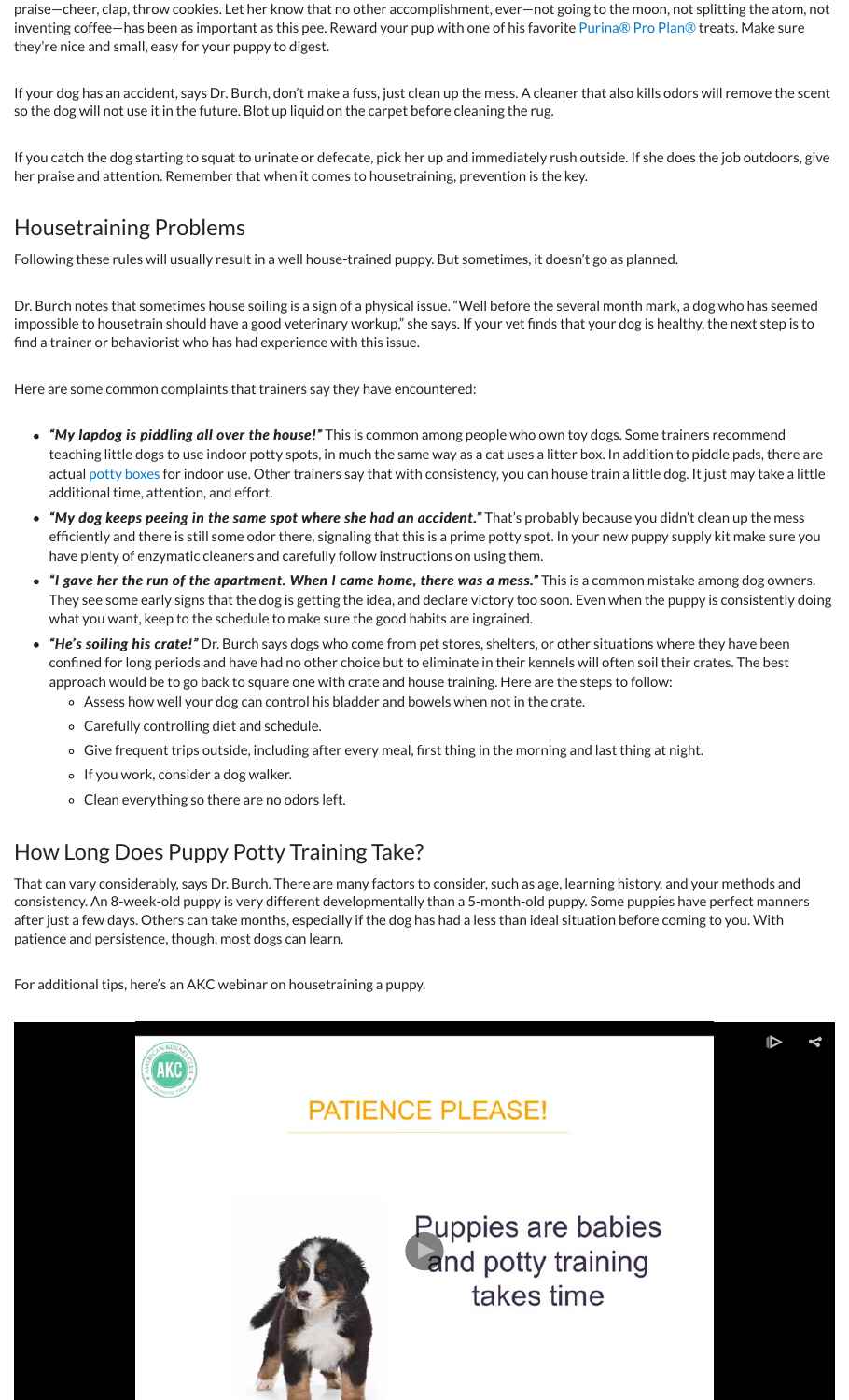praise—cheer, clap, throw cookies. Let her know that no other accomplishment, ever—not going to the moon, not splitting the atom, not inventing coffee—has been as important as this pee. Reward your pup with one of his favorite Purina® Pro Plan® treats. Make sure they're nice and small, easy for your puppy to digest.

If your dog has an accident, says Dr. Burch, don't make a fuss, just clean up the mess. A cleaner that also kills odors will remove the scent so the dog will not use it in the future. Blot up liquid on the carpet before cleaning the rug.

If you catch the dog starting to squat to urinate or defecate, pick her up and immediately rush outside. If she does the job outdoors, give her praise and attention. Remember that when it comes to housetraining, prevention is the key.

## Housetraining Problems

Following these rules will usually result in a well house-trained puppy. But sometimes, it doesn't go as planned.

Dr. Burch notes that sometimes house soiling is a sign of a physical issue. "Well before the several month mark, a dog who has seemed impossible to housetrain should have a good veterinary workup," she says. If your vet finds that your dog is healthy, the next step is to find a trainer or behaviorist who has had experience with this issue.

Here are some common complaints that trainers say they have encountered:

- ***"My lapdog is piddling all over the house!"*** This is common among people who own toy dogs. Some trainers recommend teaching little dogs to use indoor potty spots, in much the same way as a cat uses a litter box. In addition to piddle pads, there are actual potty boxes for indoor use. Other trainers say that with consistency, you can house train a little dog. It just may take a little additional time, attention, and effort.
- ***"My dog keeps peeing in the same spot where she had an accident."*** That's probably because you didn't clean up the mess efficiently and there is still some odor there, signaling that this is a prime potty spot. In your new puppy supply kit make sure you have plenty of enzymatic cleaners and carefully follow instructions on using them.
- ***"I gave her the run of the apartment. When I came home, there was a mess."*** This is a common mistake among dog owners. They see some early signs that the dog is getting the idea, and declare victory too soon. Even when the puppy is consistently doing what you want, keep to the schedule to make sure the good habits are ingrained.
- ***"He's soiling his crate!"*** Dr. Burch says dogs who come from pet stores, shelters, or other situations where they have been confined for long periods and have had no other choice but to eliminate in their kennels will often soil their crates. The best approach would be to go back to square one with crate and house training. Here are the steps to follow:
  - Assess how well your dog can control his bladder and bowels when not in the crate.
  - Carefully controlling diet and schedule.
  - Give frequent trips outside, including after every meal, first thing in the morning and last thing at night.
  - If you work, consider a dog walker.
  - Clean everything so there are no odors left.

## How Long Does Puppy Potty Training Take?

That can vary considerably, says Dr. Burch. There are many factors to consider, such as age, learning history, and your methods and consistency. An 8-week-old puppy is very different developmentally than a 5-month-old puppy. Some puppies have perfect manners after just a few days. Others can take months, especially if the dog has had a less than ideal situation before coming to you. With patience and persistence, though, most dogs can learn.

For additional tips, here's an AKC webinar on housetraining a puppy.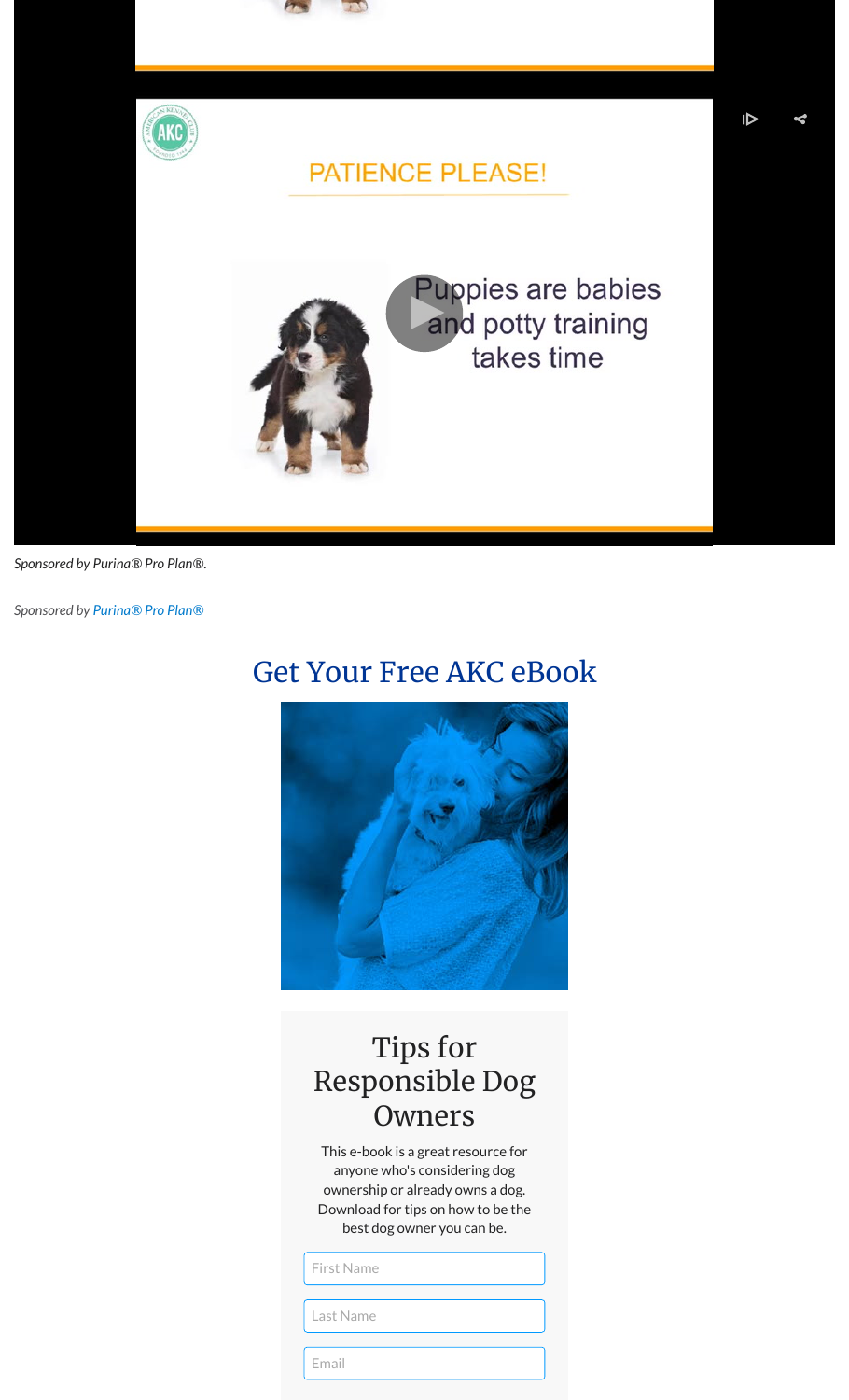PATIENCE PLEASE!

Puppies are babies and potty training takes time

*Sponsored by Purina® Pro Plan®.*

*Sponsored by Purina® Pro Plan®*

## Get Your Free AKC eBook

### Tips for Responsible Dog Owners

This e-book is a great resource for anyone who's considering dog ownership or already owns a dog. Download for tips on how to be the best dog owner you can be.

First Name

Last Name

Email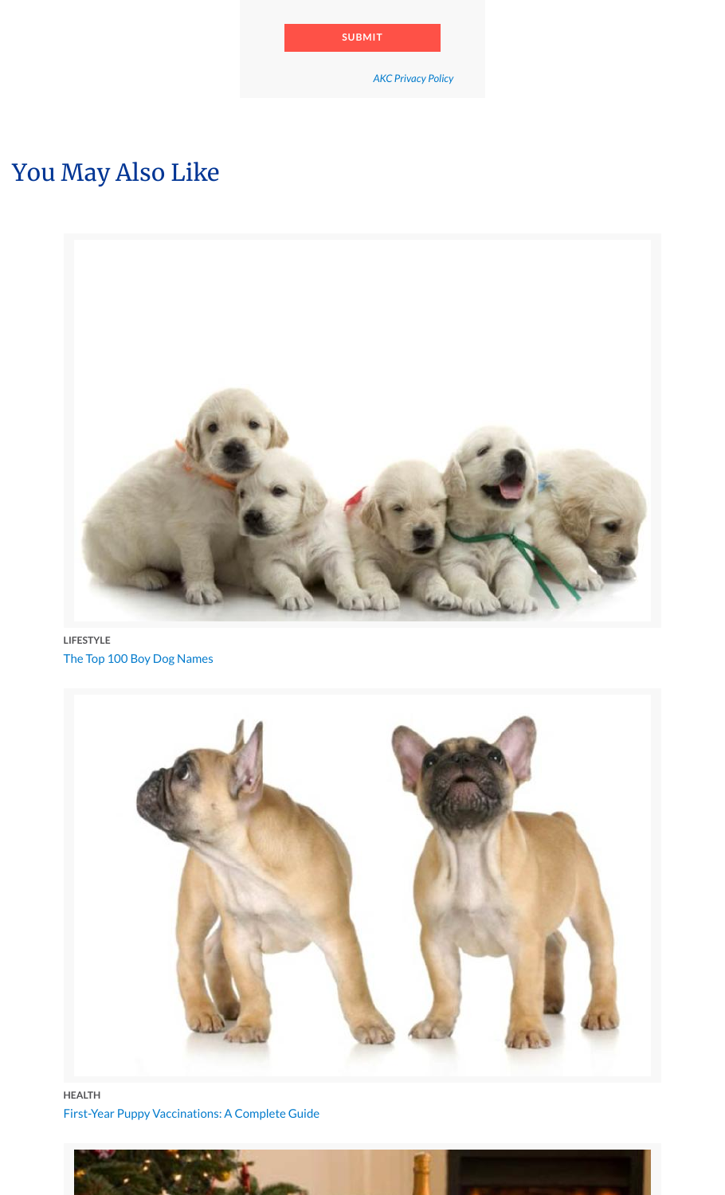SUBMIT

*AKC Privacy Policy*

## You May Also Like

LIFESTYLE

The Top 100 Boy Dog Names

HEALTH

First-Year Puppy Vaccinations: A Complete Guide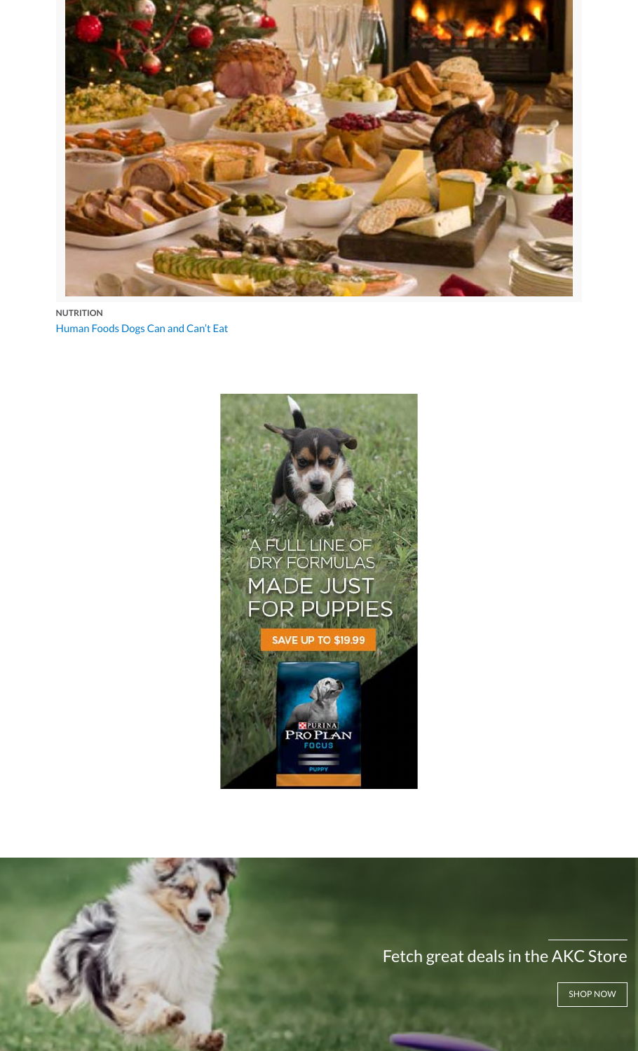NUTRITION

Human Foods Dogs Can and Can't Eat

A FULL LINE OF DRY FORMULAS MADE JUST FOR PUPPIES

SAVE UP TO $19.99

Fetch great deals in the AKC Store

SHOP NOW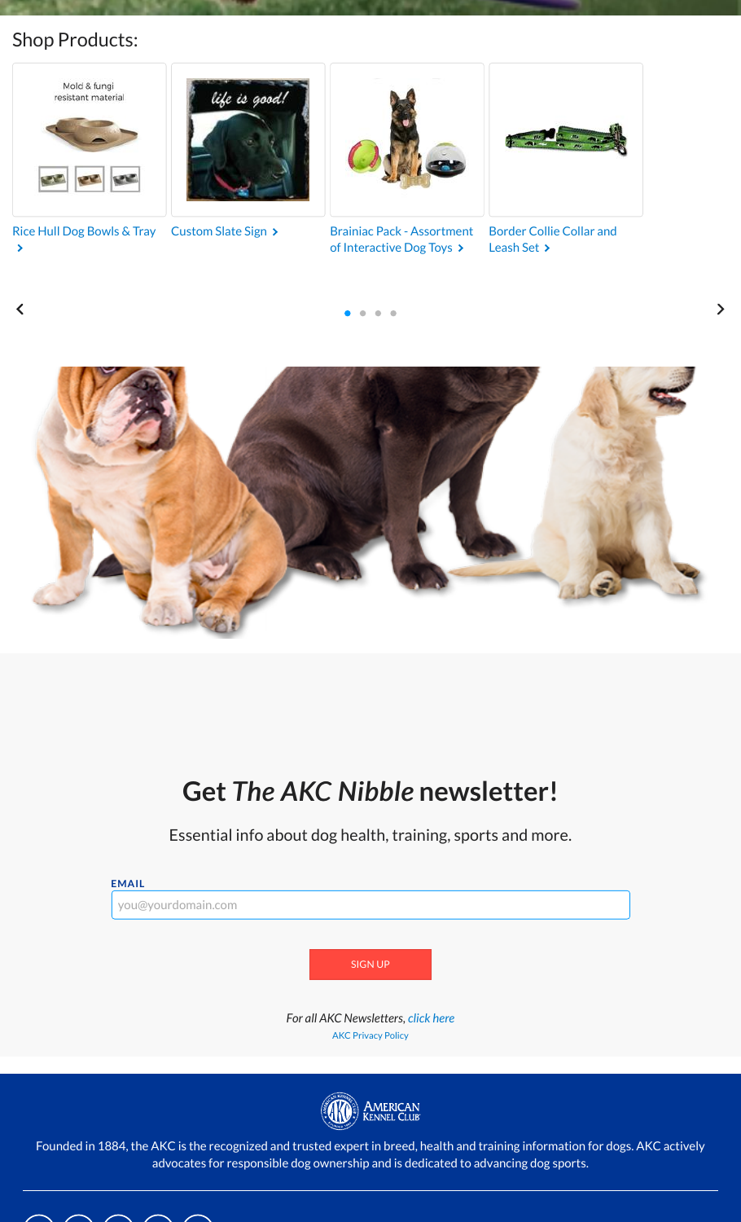Shop Products:

Rice Hull Dog Bowls & Tray ›

Custom Slate Sign ›

Brainiac Pack - Assortment of Interactive Dog Toys ›

Border Collie Collar and Leash Set ›

## Get *The AKC Nibble* newsletter!

Essential info about dog health, training, sports and more.

EMAIL

you@yourdomain.com

SIGN UP

*For all AKC Newsletters, click here*

AKC Privacy Policy

Founded in 1884, the AKC is the recognized and trusted expert in breed, health and training information for dogs. AKC actively advocates for responsible dog ownership and is dedicated to advancing dog sports.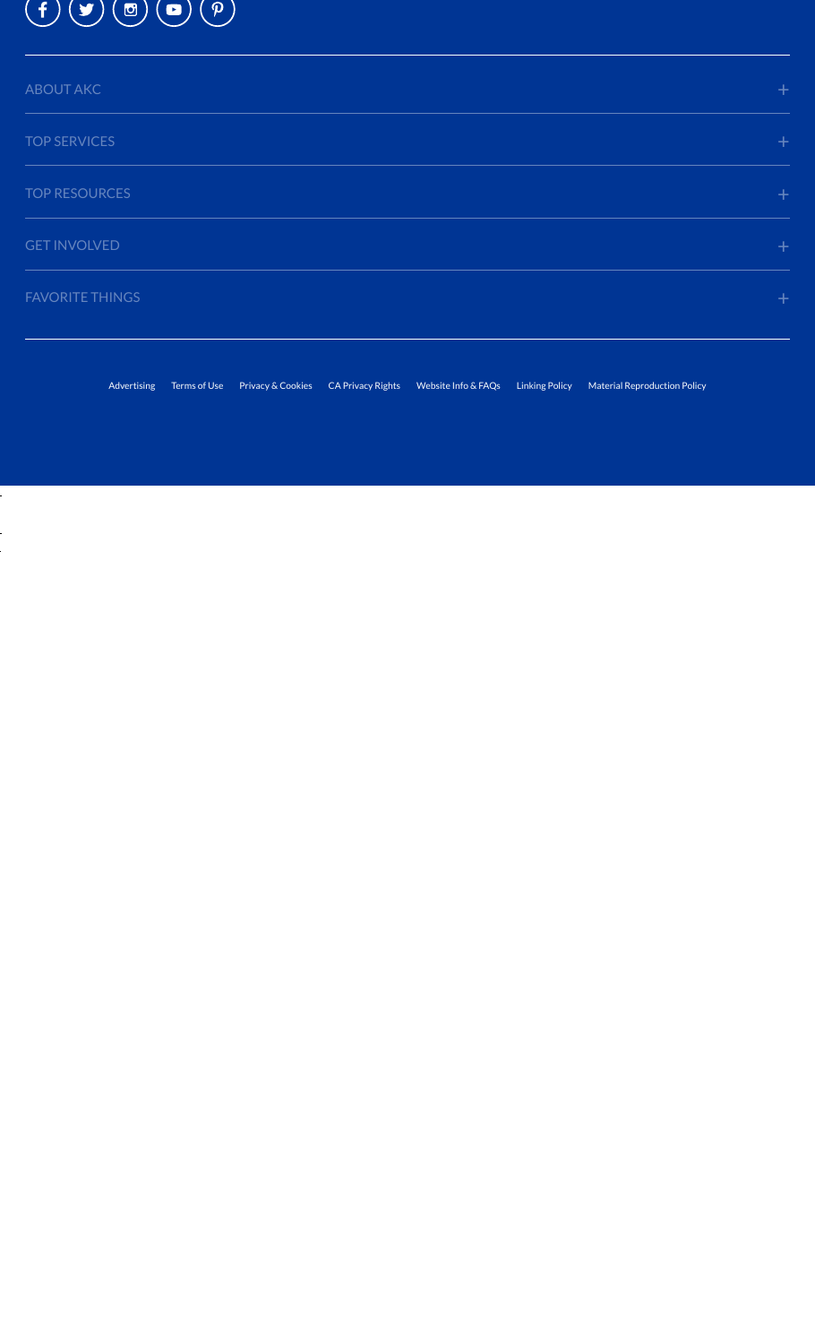ABOUT AKC +

TOP SERVICES +

TOP RESOURCES +

GET INVOLVED +

FAVORITE THINGS +

Advertising Terms of Use Privacy & Cookies CA Privacy Rights Website Info & FAQs Linking Policy Material Reproduction Policy